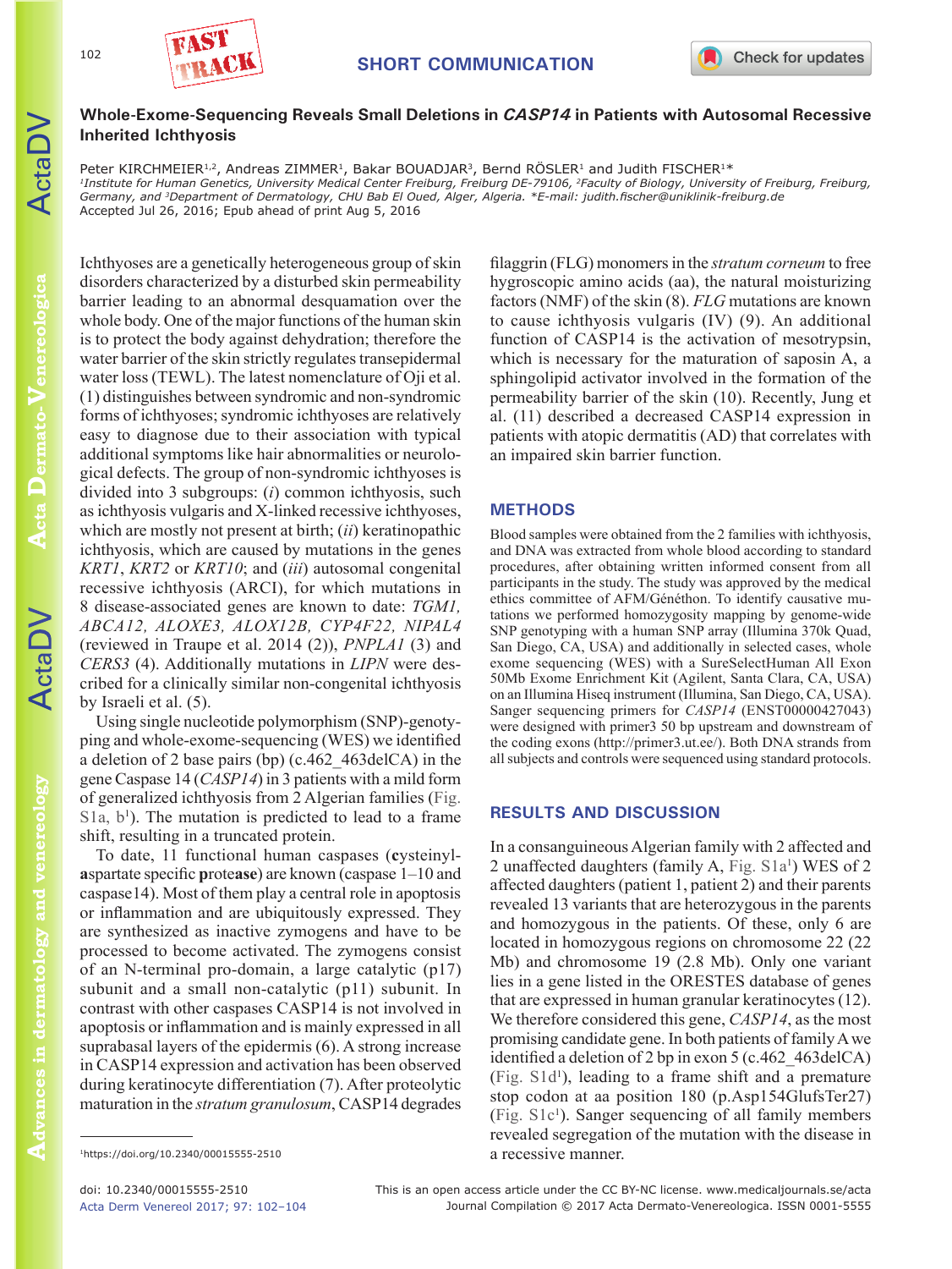SHORT COMMUNICATION

# Whole-Exome-Sequencing Reveals Small Deletions in *CASP14* in Patients with Autosomal Recessive Inherited Ichthyosis

Peter KIRCHMEIER[1,2], Andreas ZIMMER[1], Bakar BOUADJAR[3], Bernd RÖSLER[1] and Judith FISCHER[1]*

[1]Institute for Human Genetics, University Medical Center Freiburg, Freiburg DE-79106, [2]Faculty of Biology, University of Freiburg, Freiburg, Germany, and [3]Department of Dermatology, CHU Bab El Oued, Alger, Algeria. *E-mail: judith.fischer@uniklinik-freiburg.de

Accepted Jul 26, 2016; Epub ahead of print Aug 5, 2016

Ichthyoses are a genetically heterogeneous group of skin disorders characterized by a disturbed skin permeability barrier leading to an abnormal desquamation over the whole body. One of the major functions of the human skin is to protect the body against dehydration; therefore the water barrier of the skin strictly regulates transepidermal water loss (TEWL). The latest nomenclature of Oji et al. (1) distinguishes between syndromic and non-syndromic forms of ichthyoses; syndromic ichthyoses are relatively easy to diagnose due to their association with typical additional symptoms like hair abnormalities or neurological defects. The group of non-syndromic ichthyoses is divided into 3 subgroups: (*i*) common ichthyosis, such as ichthyosis vulgaris and X-linked recessive ichthyoses, which are mostly not present at birth; (*ii*) keratinopathic ichthyosis, which are caused by mutations in the genes *KRT1*, *KRT2* or *KRT10*; and (*iii*) autosomal congenital recessive ichthyosis (ARCI), for which mutations in 8 disease-associated genes are known to date: *TGM1, ABCA12, ALOXE3, ALOX12B, CYP4F22, NIPAL4* (reviewed in Traupe et al. 2014 (2)), *PNPLA1* (3) and *CERS3* (4). Additionally mutations in *LIPN* were described for a clinically similar non-congenital ichthyosis by Israeli et al. (5).

Using single nucleotide polymorphism (SNP)-genotyping and whole-exome-sequencing (WES) we identified a deletion of 2 base pairs (bp) (c.462_463delCA) in the gene Caspase 14 (*CASP14*) in 3 patients with a mild form of generalized ichthyosis from 2 Algerian families (Fig. S1a, b[1]). The mutation is predicted to lead to a frame shift, resulting in a truncated protein.

To date, 11 functional human caspases (**c**ysteinyl-**asp**artate specific **prote**ase) are known (caspase 1–10 and caspase14). Most of them play a central role in apoptosis or inflammation and are ubiquitously expressed. They are synthesized as inactive zymogens and have to be processed to become activated. The zymogens consist of an N-terminal pro-domain, a large catalytic (p17) subunit and a small non-catalytic (p11) subunit. In contrast with other caspases CASP14 is not involved in apoptosis or inflammation and is mainly expressed in all suprabasal layers of the epidermis (6). A strong increase in CASP14 expression and activation has been observed during keratinocyte differentiation (7). After proteolytic maturation in the *stratum granulosum*, CASP14 degrades filaggrin (FLG) monomers in the *stratum corneum* to free hygroscopic amino acids (aa), the natural moisturizing factors (NMF) of the skin (8). *FLG* mutations are known to cause ichthyosis vulgaris (IV) (9). An additional function of CASP14 is the activation of mesotrypsin, which is necessary for the maturation of saposin A, a sphingolipid activator involved in the formation of the permeability barrier of the skin (10). Recently, Jung et al. (11) described a decreased CASP14 expression in patients with atopic dermatitis (AD) that correlates with an impaired skin barrier function.

[1]https://doi.org/10.2340/00015555-2510

## METHODS

Blood samples were obtained from the 2 families with ichthyosis, and DNA was extracted from whole blood according to standard procedures, after obtaining written informed consent from all participants in the study. The study was approved by the medical ethics committee of AFM/Généthon. To identify causative mutations we performed homozygosity mapping by genome-wide SNP genotyping with a human SNP array (Illumina 370k Quad, San Diego, CA, USA) and additionally in selected cases, whole exome sequencing (WES) with a SureSelectHuman All Exon 50Mb Exome Enrichment Kit (Agilent, Santa Clara, CA, USA) on an Illumina Hiseq instrument (Illumina, San Diego, CA, USA). Sanger sequencing primers for *CASP14* (ENST00000427043) were designed with primer3 50 bp upstream and downstream of the coding exons (http://primer3.ut.ee/). Both DNA strands from all subjects and controls were sequenced using standard protocols.

## RESULTS AND DISCUSSION

In a consanguineous Algerian family with 2 affected and 2 unaffected daughters (family A, Fig. S1a[1]) WES of 2 affected daughters (patient 1, patient 2) and their parents revealed 13 variants that are heterozygous in the parents and homozygous in the patients. Of these, only 6 are located in homozygous regions on chromosome 22 (22 Mb) and chromosome 19 (2.8 Mb). Only one variant lies in a gene listed in the ORESTES database of genes that are expressed in human granular keratinocytes (12). We therefore considered this gene, *CASP14*, as the most promising candidate gene. In both patients of family A we identified a deletion of 2 bp in exon 5 (c.462_463delCA) (Fig. S1d[1]), leading to a frame shift and a premature stop codon at aa position 180 (p.Asp154GlufsTer27) (Fig. S1c[1]). Sanger sequencing of all family members revealed segregation of the mutation with the disease in a recessive manner.

doi: 10.2340/00015555-2510

This is an open access article under the CC BY-NC license. www.medicaljournals.se/acta

Journal Compilation © 2017 Acta Dermato-Venereologica. ISSN 0001-5555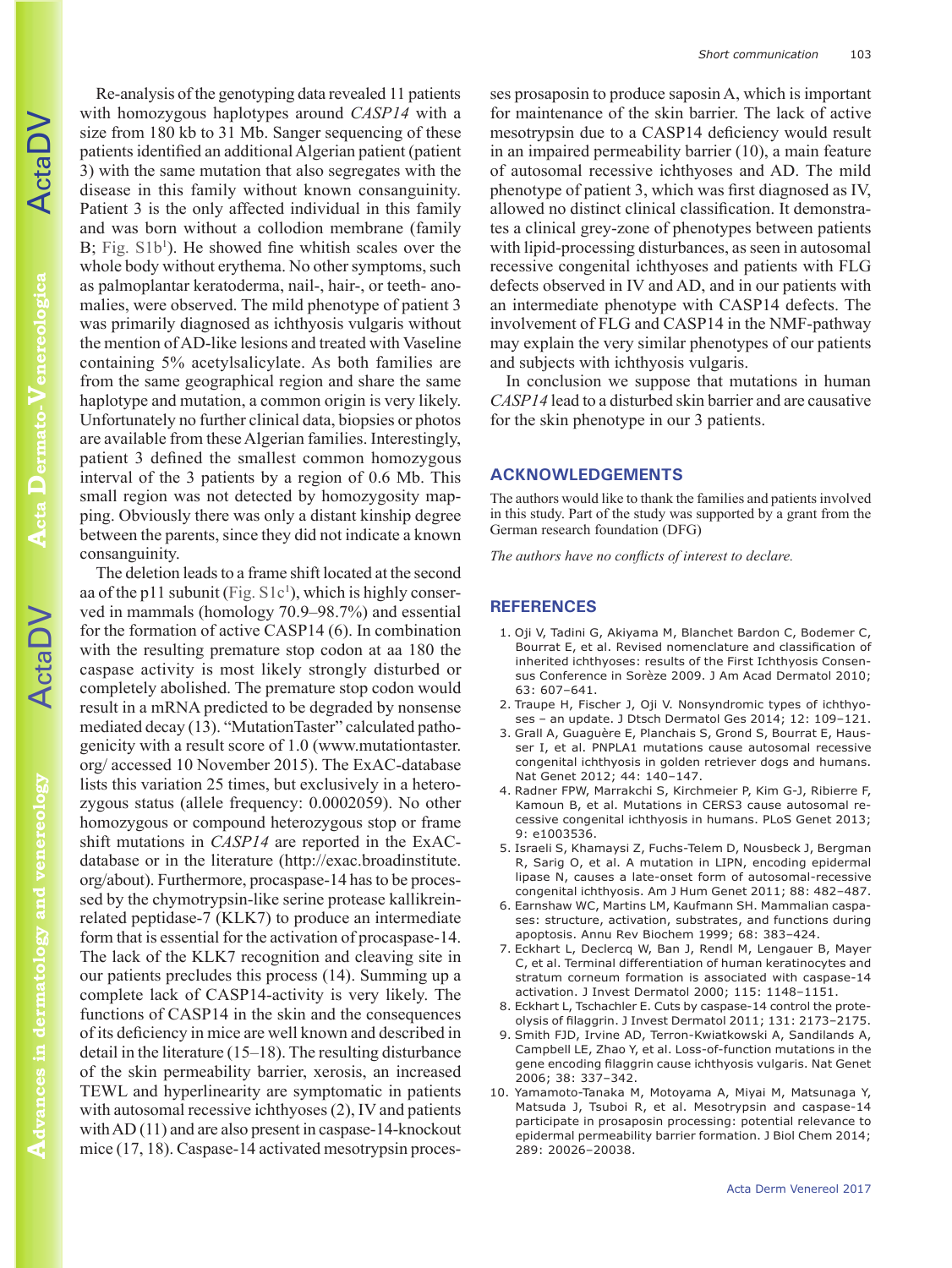Re-analysis of the genotyping data revealed 11 patients with homozygous haplotypes around *CASP14* with a size from 180 kb to 31 Mb. Sanger sequencing of these patients identified an additional Algerian patient (patient 3) with the same mutation that also segregates with the disease in this family without known consanguinity. Patient 3 is the only affected individual in this family and was born without a collodion membrane (family B; Fig. S1b[1]). He showed fine whitish scales over the whole body without erythema. No other symptoms, such as palmoplantar keratoderma, nail-, hair-, or teeth- anomalies, were observed. The mild phenotype of patient 3 was primarily diagnosed as ichthyosis vulgaris without the mention of AD-like lesions and treated with Vaseline containing 5% acetylsalicylate. As both families are from the same geographical region and share the same haplotype and mutation, a common origin is very likely. Unfortunately no further clinical data, biopsies or photos are available from these Algerian families. Interestingly, patient 3 defined the smallest common homozygous interval of the 3 patients by a region of 0.6 Mb. This small region was not detected by homozygosity mapping. Obviously there was only a distant kinship degree between the parents, since they did not indicate a known consanguinity.

The deletion leads to a frame shift located at the second aa of the p11 subunit (Fig. S1c[1]), which is highly conserved in mammals (homology 70.9–98.7%) and essential for the formation of active CASP14 (6). In combination with the resulting premature stop codon at aa 180 the caspase activity is most likely strongly disturbed or completely abolished. The premature stop codon would result in a mRNA predicted to be degraded by nonsense mediated decay (13). "MutationTaster" calculated pathogenicity with a result score of 1.0 (www.mutationtaster.org/ accessed 10 November 2015). The ExAC-database lists this variation 25 times, but exclusively in a heterozygous status (allele frequency: 0.0002059). No other homozygous or compound heterozygous stop or frame shift mutations in *CASP14* are reported in the ExAC-database or in the literature (http://exac.broadinstitute.org/about). Furthermore, procaspase-14 has to be processed by the chymotrypsin-like serine protease kallikrein-related peptidase-7 (KLK7) to produce an intermediate form that is essential for the activation of procaspase-14. The lack of the KLK7 recognition and cleaving site in our patients precludes this process (14). Summing up a complete lack of CASP14-activity is very likely. The functions of CASP14 in the skin and the consequences of its deficiency in mice are well known and described in detail in the literature (15–18). The resulting disturbance of the skin permeability barrier, xerosis, an increased TEWL and hyperlinearity are symptomatic in patients with autosomal recessive ichthyoses (2), IV and patients with AD (11) and are also present in caspase-14-knockout mice (17, 18). Caspase-14 activated mesotrypsin processes prosaposin to produce saposin A, which is important for maintenance of the skin barrier. The lack of active mesotrypsin due to a CASP14 deficiency would result in an impaired permeability barrier (10), a main feature of autosomal recessive ichthyoses and AD. The mild phenotype of patient 3, which was first diagnosed as IV, allowed no distinct clinical classification. It demonstrates a clinical grey-zone of phenotypes between patients with lipid-processing disturbances, as seen in autosomal recessive congenital ichthyoses and patients with FLG defects observed in IV and AD, and in our patients with an intermediate phenotype with CASP14 defects. The involvement of FLG and CASP14 in the NMF-pathway may explain the very similar phenotypes of our patients and subjects with ichthyosis vulgaris.

In conclusion we suppose that mutations in human *CASP14* lead to a disturbed skin barrier and are causative for the skin phenotype in our 3 patients.

## ACKNOWLEDGEMENTS

The authors would like to thank the families and patients involved in this study. Part of the study was supported by a grant from the German research foundation (DFG)

*The authors have no conflicts of interest to declare.*

## REFERENCES

1. Oji V, Tadini G, Akiyama M, Blanchet Bardon C, Bodemer C, Bourrat E, et al. Revised nomenclature and classification of inherited ichthyoses: results of the First Ichthyosis Consensus Conference in Sorèze 2009. J Am Acad Dermatol 2010; 63: 607–641.
2. Traupe H, Fischer J, Oji V. Nonsyndromic types of ichthyoses – an update. J Dtsch Dermatol Ges 2014; 12: 109–121.
3. Grall A, Guaguère E, Planchais S, Grond S, Bourrat E, Hausser I, et al. PNPLA1 mutations cause autosomal recessive congenital ichthyosis in golden retriever dogs and humans. Nat Genet 2012; 44: 140–147.
4. Radner FPW, Marrakchi S, Kirchmeier P, Kim G-J, Ribierre F, Kamoun B, et al. Mutations in CERS3 cause autosomal recessive congenital ichthyosis in humans. PLoS Genet 2013; 9: e1003536.
5. Israeli S, Khamaysi Z, Fuchs-Telem D, Nousbeck J, Bergman R, Sarig O, et al. A mutation in LIPN, encoding epidermal lipase N, causes a late-onset form of autosomal-recessive congenital ichthyosis. Am J Hum Genet 2011; 88: 482–487.
6. Earnshaw WC, Martins LM, Kaufmann SH. Mammalian caspases: structure, activation, substrates, and functions during apoptosis. Annu Rev Biochem 1999; 68: 383–424.
7. Eckhart L, Declercq W, Ban J, Rendl M, Lengauer B, Mayer C, et al. Terminal differentiation of human keratinocytes and stratum corneum formation is associated with caspase-14 activation. J Invest Dermatol 2000; 115: 1148–1151.
8. Eckhart L, Tschachler E. Cuts by caspase-14 control the proteolysis of filaggrin. J Invest Dermatol 2011; 131: 2173–2175.
9. Smith FJD, Irvine AD, Terron-Kwiatkowski A, Sandilands A, Campbell LE, Zhao Y, et al. Loss-of-function mutations in the gene encoding filaggrin cause ichthyosis vulgaris. Nat Genet 2006; 38: 337–342.
10. Yamamoto-Tanaka M, Motoyama A, Miyai M, Matsunaga Y, Matsuda J, Tsuboi R, et al. Mesotrypsin and caspase-14 participate in prosaposin processing: potential relevance to epidermal permeability barrier formation. J Biol Chem 2014; 289: 20026–20038.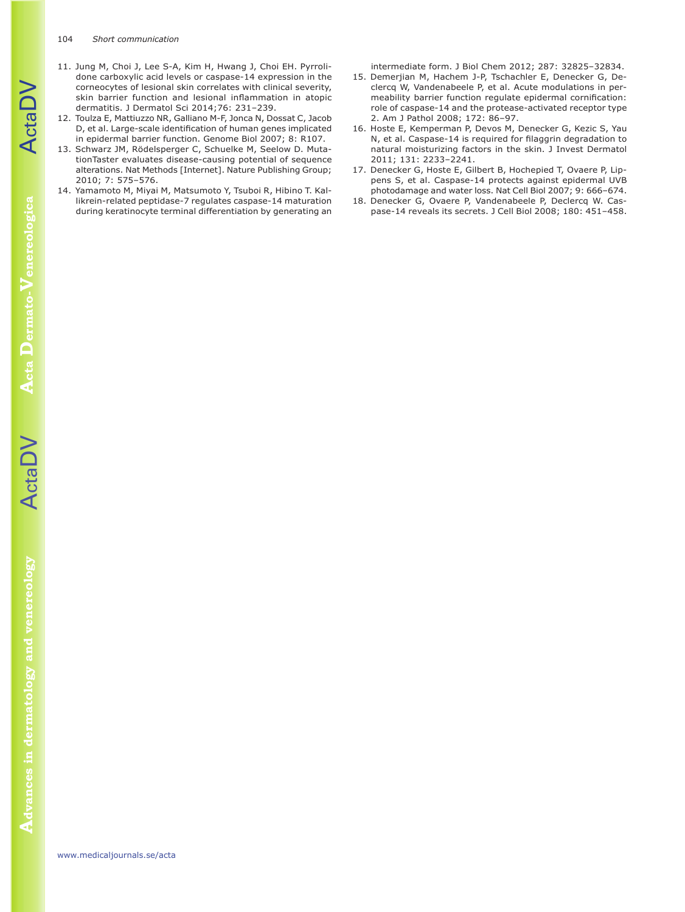11. Jung M, Choi J, Lee S-A, Kim H, Hwang J, Choi EH. Pyrrolidone carboxylic acid levels or caspase-14 expression in the corneocytes of lesional skin correlates with clinical severity, skin barrier function and lesional inflammation in atopic dermatitis. J Dermatol Sci 2014;76: 231–239.
12. Toulza E, Mattiuzzo NR, Galliano M-F, Jonca N, Dossat C, Jacob D, et al. Large-scale identification of human genes implicated in epidermal barrier function. Genome Biol 2007; 8: R107.
13. Schwarz JM, Rödelsperger C, Schuelke M, Seelow D. MutationTaster evaluates disease-causing potential of sequence alterations. Nat Methods [Internet]. Nature Publishing Group; 2010; 7: 575–576.
14. Yamamoto M, Miyai M, Matsumoto Y, Tsuboi R, Hibino T. Kallikrein-related peptidase-7 regulates caspase-14 maturation during keratinocyte terminal differentiation by generating an intermediate form. J Biol Chem 2012; 287: 32825–32834.
15. Demerjian M, Hachem J-P, Tschachler E, Denecker G, Declercq W, Vandenabeele P, et al. Acute modulations in permeability barrier function regulate epidermal cornification: role of caspase-14 and the protease-activated receptor type 2. Am J Pathol 2008; 172: 86–97.
16. Hoste E, Kemperman P, Devos M, Denecker G, Kezic S, Yau N, et al. Caspase-14 is required for filaggrin degradation to natural moisturizing factors in the skin. J Invest Dermatol 2011; 131: 2233–2241.
17. Denecker G, Hoste E, Gilbert B, Hochepied T, Ovaere P, Lippens S, et al. Caspase-14 protects against epidermal UVB photodamage and water loss. Nat Cell Biol 2007; 9: 666–674.
18. Denecker G, Ovaere P, Vandenabeele P, Declercq W. Caspase-14 reveals its secrets. J Cell Biol 2008; 180: 451–458.